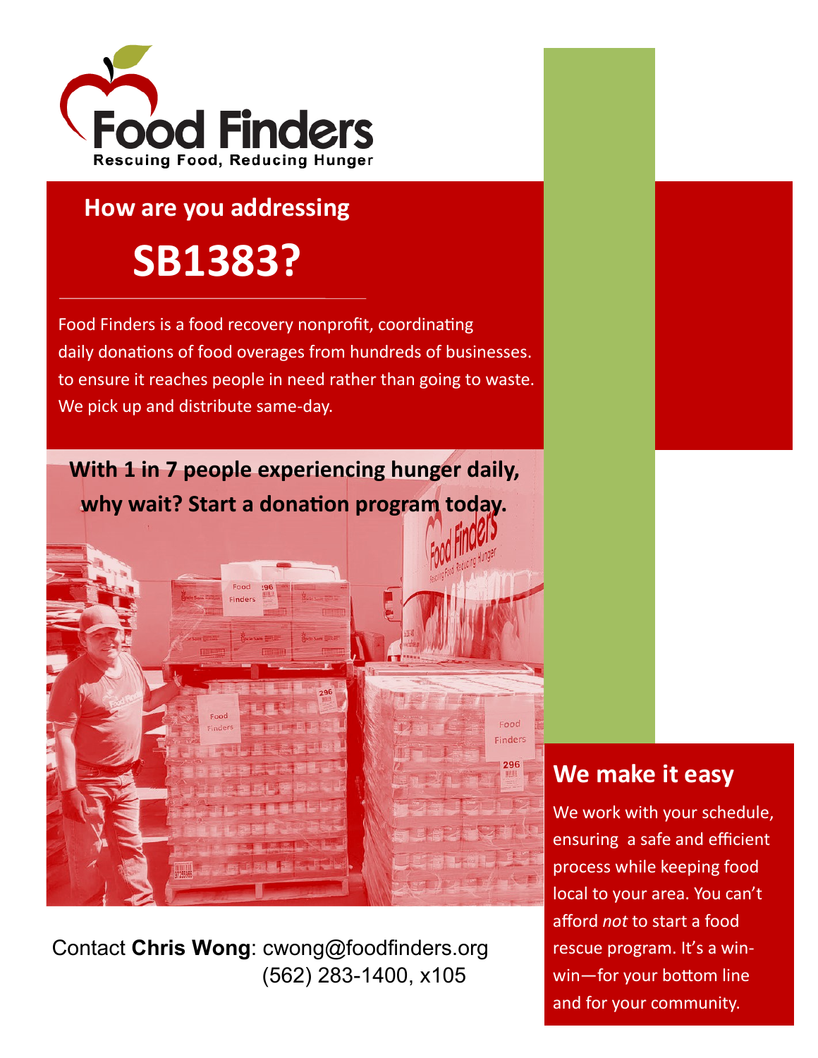# Food Finders

**Rescuing Food, Reducing Hunger**

## How are you addressing

# SB1383?

Food Finders is a food recovery nonprofit, coordinating daily donations of food overages from hundreds of businesses. to ensure it reaches people in need rather than going to waste. We pick up and distribute same-day.

**With 1 in 7 people experiencing hunger daily, why wait? Start a donation program today.**

## We make it easy

We work with your schedule, ensuring a safe and efficient process while keeping food local to your area. You can't afford *not* to start a food rescue program. It's a win-win—for your bottom line and for your community.

Contact **Chris Wong**: cwong@foodfinders.org
(562) 283-1400, x105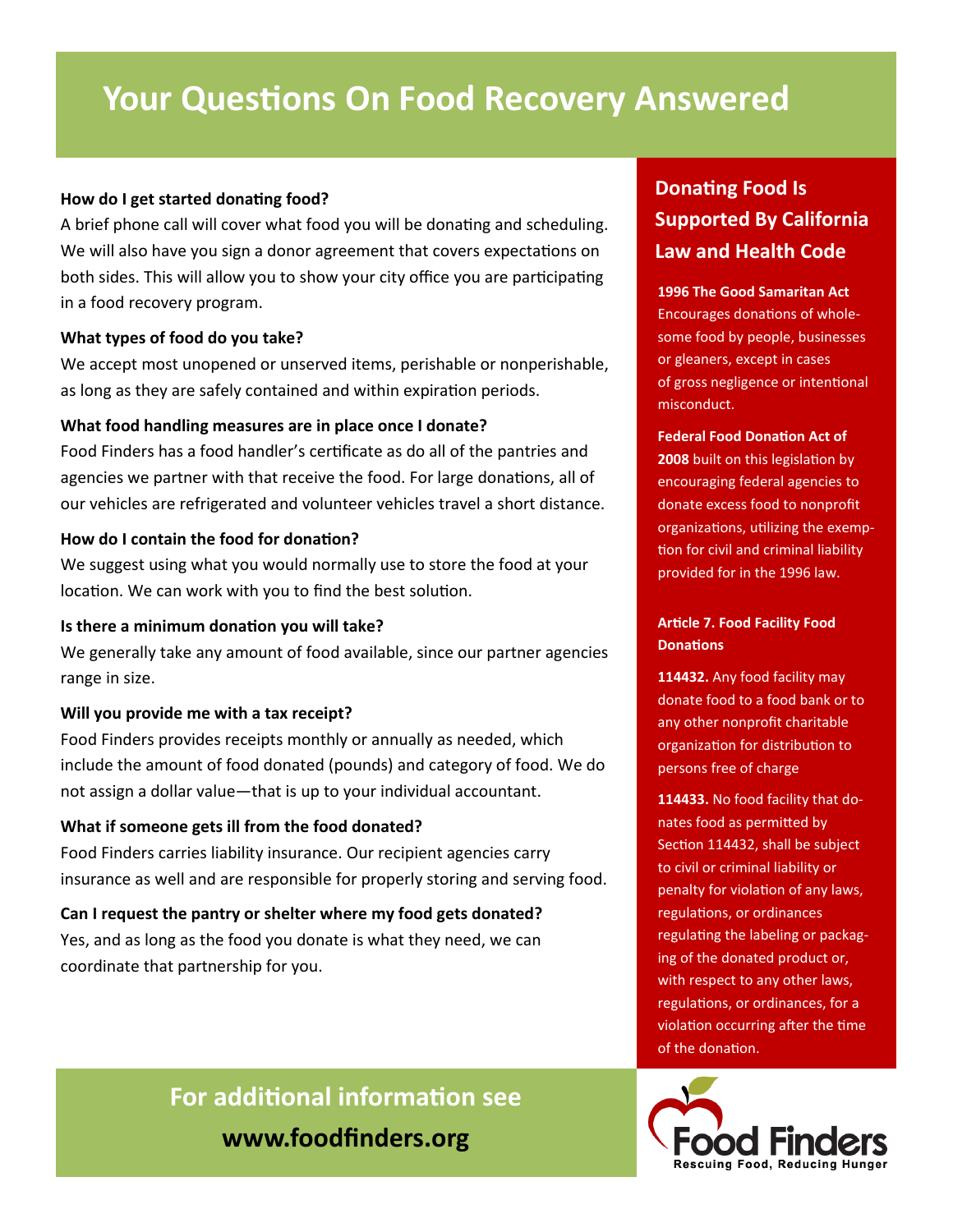# Your Questions On Food Recovery Answered

**How do I get started donating food?**

A brief phone call will cover what food you will be donating and scheduling. We will also have you sign a donor agreement that covers expectations on both sides. This will allow you to show your city office you are participating in a food recovery program.

**What types of food do you take?**

We accept most unopened or unserved items, perishable or nonperishable, as long as they are safely contained and within expiration periods.

**What food handling measures are in place once I donate?**

Food Finders has a food handler's certificate as do all of the pantries and agencies we partner with that receive the food. For large donations, all of our vehicles are refrigerated and volunteer vehicles travel a short distance.

**How do I contain the food for donation?**

We suggest using what you would normally use to store the food at your location. We can work with you to find the best solution.

**Is there a minimum donation you will take?**

We generally take any amount of food available, since our partner agencies range in size.

**Will you provide me with a tax receipt?**

Food Finders provides receipts monthly or annually as needed, which include the amount of food donated (pounds) and category of food. We do not assign a dollar value—that is up to your individual accountant.

**What if someone gets ill from the food donated?**

Food Finders carries liability insurance. Our recipient agencies carry insurance as well and are responsible for properly storing and serving food.

**Can I request the pantry or shelter where my food gets donated?**

Yes, and as long as the food you donate is what they need, we can coordinate that partnership for you.

## Donating Food Is Supported By California Law and Health Code

**1996 The Good Samaritan Act** Encourages donations of wholesome food by people, businesses or gleaners, except in cases of gross negligence or intentional misconduct.

**Federal Food Donation Act of 2008** built on this legislation by encouraging federal agencies to donate excess food to nonprofit organizations, utilizing the exemption for civil and criminal liability provided for in the 1996 law.

**Article 7. Food Facility Food Donations**

**114432.** Any food facility may donate food to a food bank or to any other nonprofit charitable organization for distribution to persons free of charge

**114433.** No food facility that donates food as permitted by Section 114432, shall be subject to civil or criminal liability or penalty for violation of any laws, regulations, or ordinances regulating the labeling or packaging of the donated product or, with respect to any other laws, regulations, or ordinances, for a violation occurring after the time of the donation.

**For additional information see**

**www.foodfinders.org**

Food Finders
Rescuing Food, Reducing Hunger